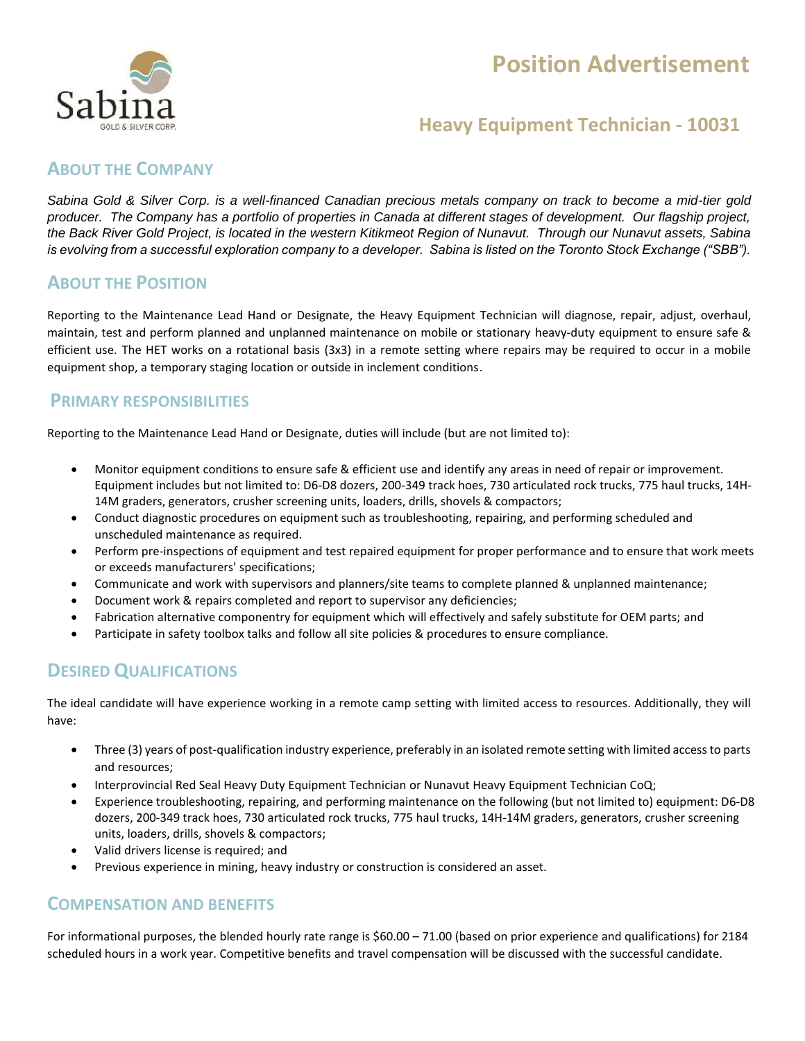Sabina
GOLD & SILVER CORP.

# Position Advertisement

## Heavy Equipment Technician - 10031

## About the Company

*Sabina Gold & Silver Corp. is a well-financed Canadian precious metals company on track to become a mid-tier gold producer. The Company has a portfolio of properties in Canada at different stages of development. Our flagship project, the Back River Gold Project, is located in the western Kitikmeot Region of Nunavut. Through our Nunavut assets, Sabina is evolving from a successful exploration company to a developer. Sabina is listed on the Toronto Stock Exchange ("SBB").*

## About the Position

Reporting to the Maintenance Lead Hand or Designate, the Heavy Equipment Technician will diagnose, repair, adjust, overhaul, maintain, test and perform planned and unplanned maintenance on mobile or stationary heavy-duty equipment to ensure safe & efficient use. The HET works on a rotational basis (3x3) in a remote setting where repairs may be required to occur in a mobile equipment shop, a temporary staging location or outside in inclement conditions.

## Primary Responsibilities

Reporting to the Maintenance Lead Hand or Designate, duties will include (but are not limited to):

- Monitor equipment conditions to ensure safe & efficient use and identify any areas in need of repair or improvement. Equipment includes but not limited to: D6-D8 dozers, 200-349 track hoes, 730 articulated rock trucks, 775 haul trucks, 14H-14M graders, generators, crusher screening units, loaders, drills, shovels & compactors;
- Conduct diagnostic procedures on equipment such as troubleshooting, repairing, and performing scheduled and unscheduled maintenance as required.
- Perform pre-inspections of equipment and test repaired equipment for proper performance and to ensure that work meets or exceeds manufacturers' specifications;
- Communicate and work with supervisors and planners/site teams to complete planned & unplanned maintenance;
- Document work & repairs completed and report to supervisor any deficiencies;
- Fabrication alternative componentry for equipment which will effectively and safely substitute for OEM parts; and
- Participate in safety toolbox talks and follow all site policies & procedures to ensure compliance.

## Desired Qualifications

The ideal candidate will have experience working in a remote camp setting with limited access to resources. Additionally, they will have:

- Three (3) years of post-qualification industry experience, preferably in an isolated remote setting with limited access to parts and resources;
- Interprovincial Red Seal Heavy Duty Equipment Technician or Nunavut Heavy Equipment Technician CoQ;
- Experience troubleshooting, repairing, and performing maintenance on the following (but not limited to) equipment: D6-D8 dozers, 200-349 track hoes, 730 articulated rock trucks, 775 haul trucks, 14H-14M graders, generators, crusher screening units, loaders, drills, shovels & compactors;
- Valid drivers license is required; and
- Previous experience in mining, heavy industry or construction is considered an asset.

## Compensation and Benefits

For informational purposes, the blended hourly rate range is $60.00 – 71.00 (based on prior experience and qualifications) for 2184 scheduled hours in a work year. Competitive benefits and travel compensation will be discussed with the successful candidate.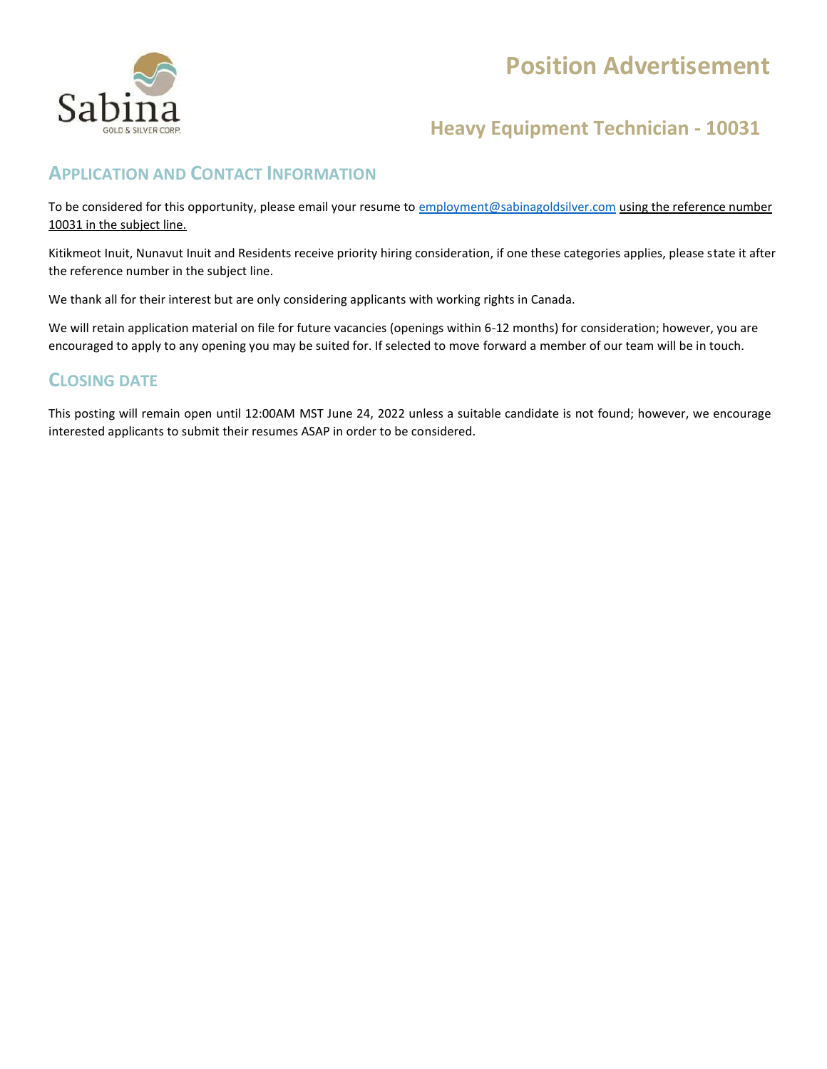# Position Advertisement

## Heavy Equipment Technician - 10031

### Application and Contact Information

To be considered for this opportunity, please email your resume to employment@sabinagoldsilver.com using the reference number 10031 in the subject line.

Kitikmeot Inuit, Nunavut Inuit and Residents receive priority hiring consideration, if one these categories applies, please state it after the reference number in the subject line.

We thank all for their interest but are only considering applicants with working rights in Canada.

We will retain application material on file for future vacancies (openings within 6-12 months) for consideration; however, you are encouraged to apply to any opening you may be suited for. If selected to move forward a member of our team will be in touch.

### Closing date

This posting will remain open until 12:00AM MST June 24, 2022 unless a suitable candidate is not found; however, we encourage interested applicants to submit their resumes ASAP in order to be considered.